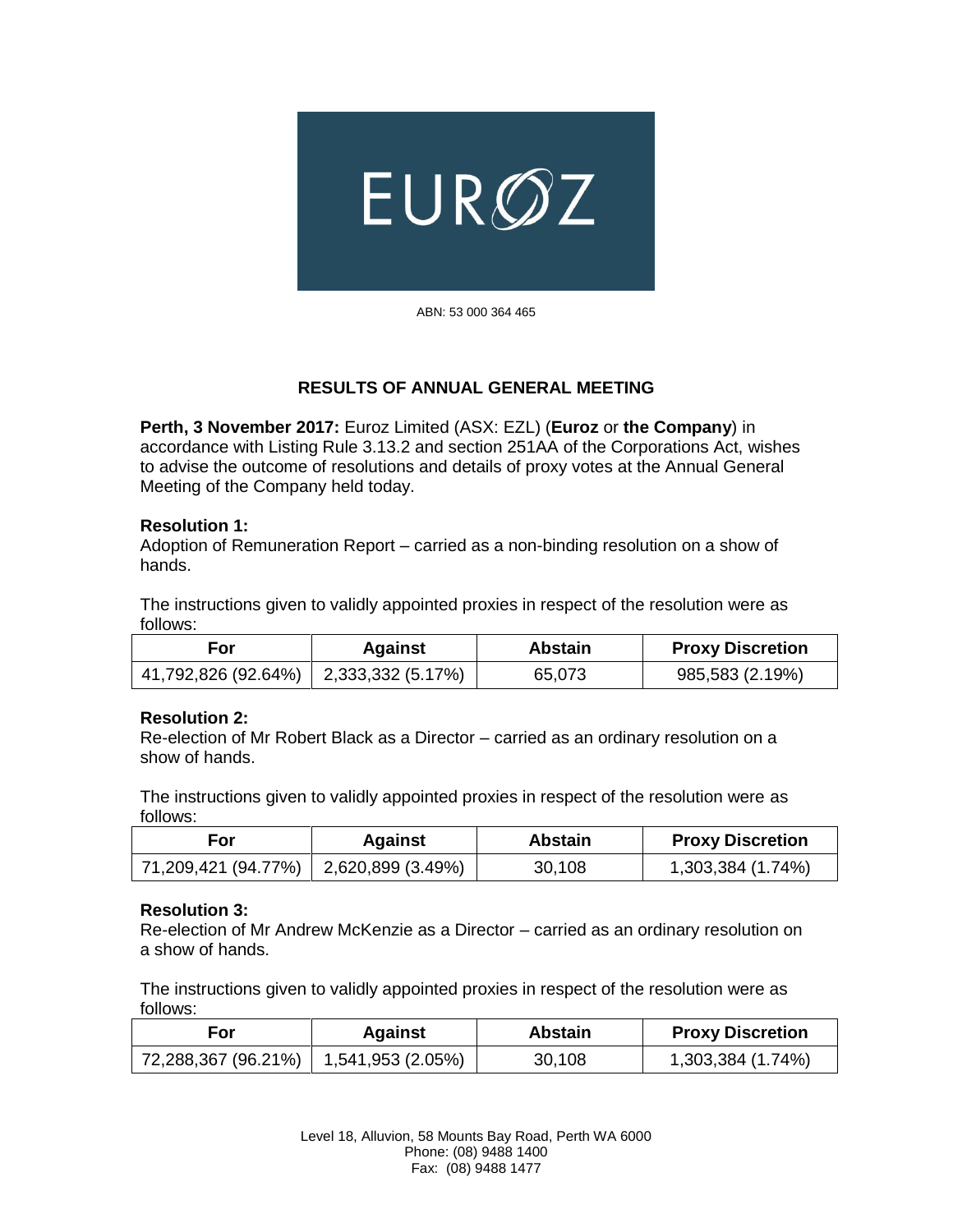EUROZ

ABN: 53 000 364 465

## RESULTS OF ANNUAL GENERAL MEETING

**Perth, 3 November 2017:** Euroz Limited (ASX: EZL) (**Euroz** or **the Company**) in accordance with Listing Rule 3.13.2 and section 251AA of the Corporations Act, wishes to advise the outcome of resolutions and details of proxy votes at the Annual General Meeting of the Company held today.

**Resolution 1:**

Adoption of Remuneration Report – carried as a non-binding resolution on a show of hands.

The instructions given to validly appointed proxies in respect of the resolution were as follows:

| For | Against | Abstain | Proxy Discretion |
|---|---|---|---|
| 41,792,826 (92.64%) | 2,333,332 (5.17%) | 65,073 | 985,583 (2.19%) |

**Resolution 2:**

Re-election of Mr Robert Black as a Director – carried as an ordinary resolution on a show of hands.

The instructions given to validly appointed proxies in respect of the resolution were as follows:

| For | Against | Abstain | Proxy Discretion |
|---|---|---|---|
| 71,209,421 (94.77%) | 2,620,899 (3.49%) | 30,108 | 1,303,384 (1.74%) |

**Resolution 3:**

Re-election of Mr Andrew McKenzie as a Director – carried as an ordinary resolution on a show of hands.

The instructions given to validly appointed proxies in respect of the resolution were as follows:

| For | Against | Abstain | Proxy Discretion |
|---|---|---|---|
| 72,288,367 (96.21%) | 1,541,953 (2.05%) | 30,108 | 1,303,384 (1.74%) |

Level 18, Alluvion, 58 Mounts Bay Road, Perth WA 6000
Phone: (08) 9488 1400
Fax: (08) 9488 1477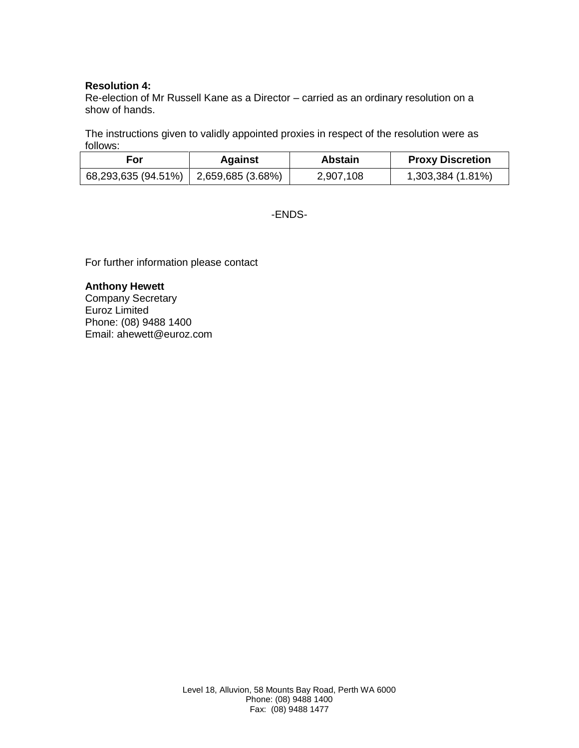**Resolution 4:**
Re-election of Mr Russell Kane as a Director – carried as an ordinary resolution on a show of hands.

The instructions given to validly appointed proxies in respect of the resolution were as follows:

| For | Against | Abstain | Proxy Discretion |
|---|---|---|---|
| 68,293,635 (94.51%) | 2,659,685 (3.68%) | 2,907,108 | 1,303,384 (1.81%) |

-ENDS-

For further information please contact

**Anthony Hewett**
Company Secretary
Euroz Limited
Phone: (08) 9488 1400
Email: ahewett@euroz.com

Level 18, Alluvion, 58 Mounts Bay Road, Perth WA 6000
Phone: (08) 9488 1400
Fax: (08) 9488 1477